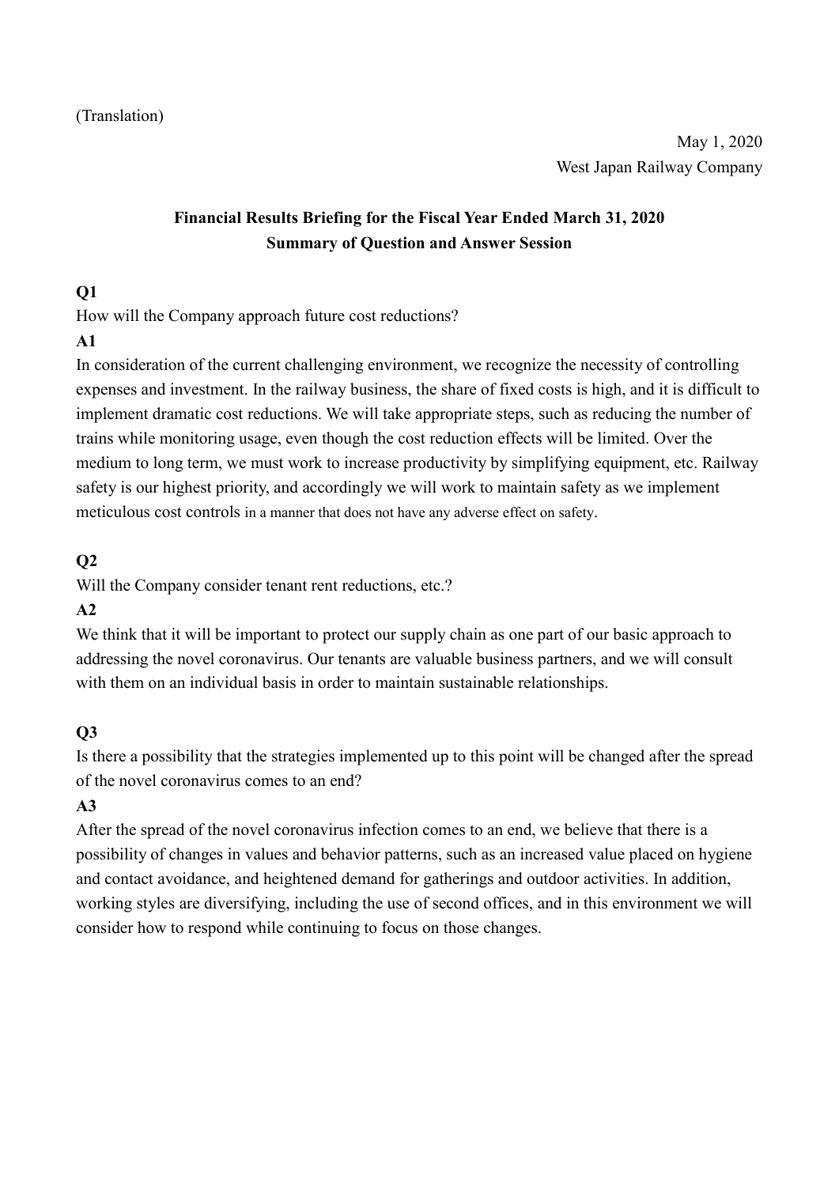(Translation)

May 1, 2020
West Japan Railway Company

# Financial Results Briefing for the Fiscal Year Ended March 31, 2020
## Summary of Question and Answer Session

**Q1**

How will the Company approach future cost reductions?

**A1**

In consideration of the current challenging environment, we recognize the necessity of controlling expenses and investment. In the railway business, the share of fixed costs is high, and it is difficult to implement dramatic cost reductions. We will take appropriate steps, such as reducing the number of trains while monitoring usage, even though the cost reduction effects will be limited. Over the medium to long term, we must work to increase productivity by simplifying equipment, etc. Railway safety is our highest priority, and accordingly we will work to maintain safety as we implement meticulous cost controls in a manner that does not have any adverse effect on safety.

**Q2**

Will the Company consider tenant rent reductions, etc.?

**A2**

We think that it will be important to protect our supply chain as one part of our basic approach to addressing the novel coronavirus. Our tenants are valuable business partners, and we will consult with them on an individual basis in order to maintain sustainable relationships.

**Q3**

Is there a possibility that the strategies implemented up to this point will be changed after the spread of the novel coronavirus comes to an end?

**A3**

After the spread of the novel coronavirus infection comes to an end, we believe that there is a possibility of changes in values and behavior patterns, such as an increased value placed on hygiene and contact avoidance, and heightened demand for gatherings and outdoor activities. In addition, working styles are diversifying, including the use of second offices, and in this environment we will consider how to respond while continuing to focus on those changes.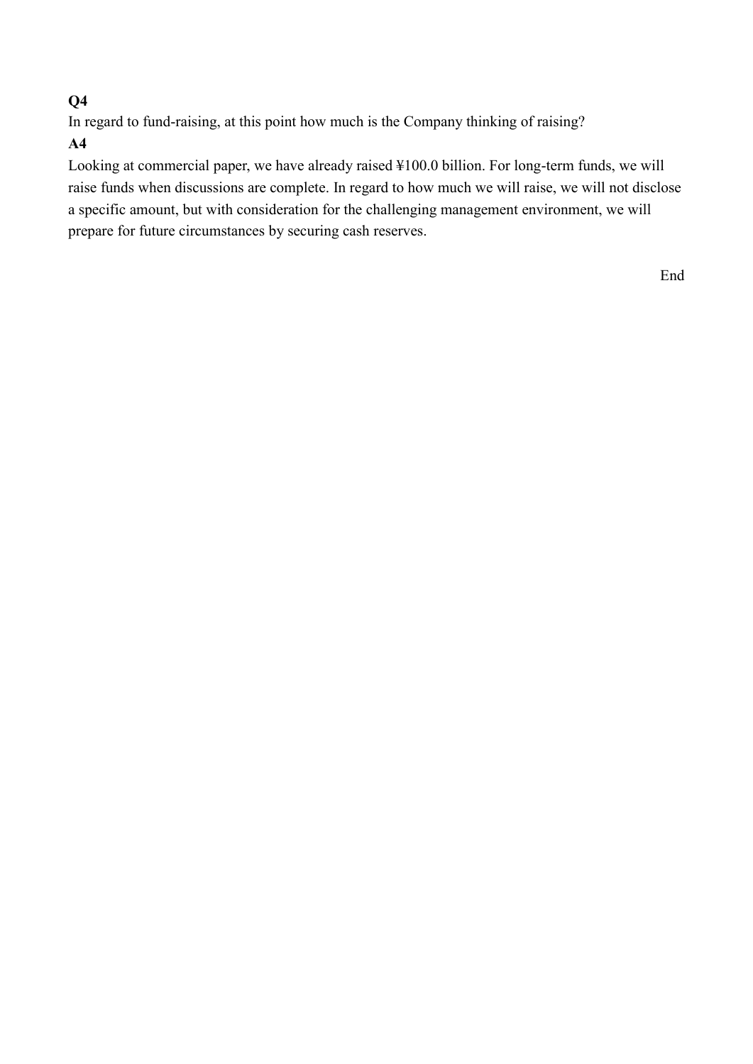**Q4**

In regard to fund-raising, at this point how much is the Company thinking of raising?

**A4**

Looking at commercial paper, we have already raised ¥100.0 billion. For long-term funds, we will raise funds when discussions are complete. In regard to how much we will raise, we will not disclose a specific amount, but with consideration for the challenging management environment, we will prepare for future circumstances by securing cash reserves.

End